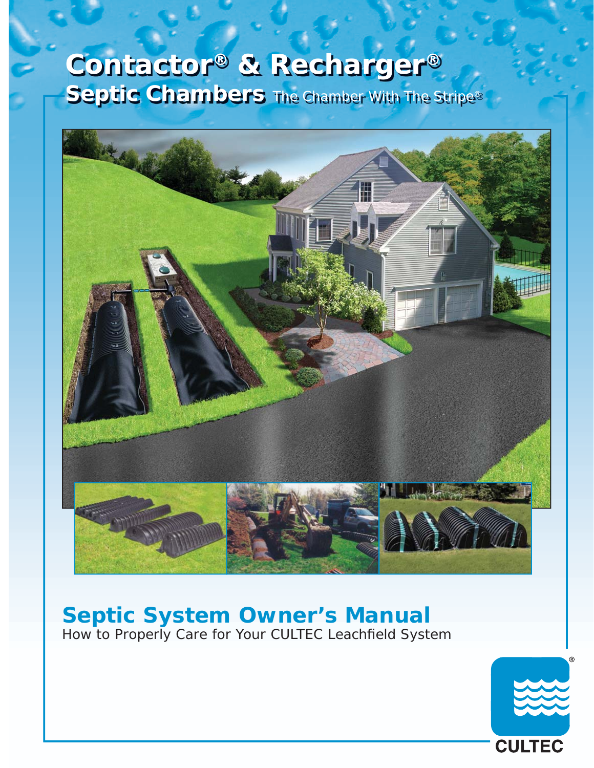# Contactor® & Recharger®

## Septic Chambers The Chamber With The Stripe®

# Septic System Owner's Manual

How to Properly Care for Your CULTEC Leachfield System

CULTEC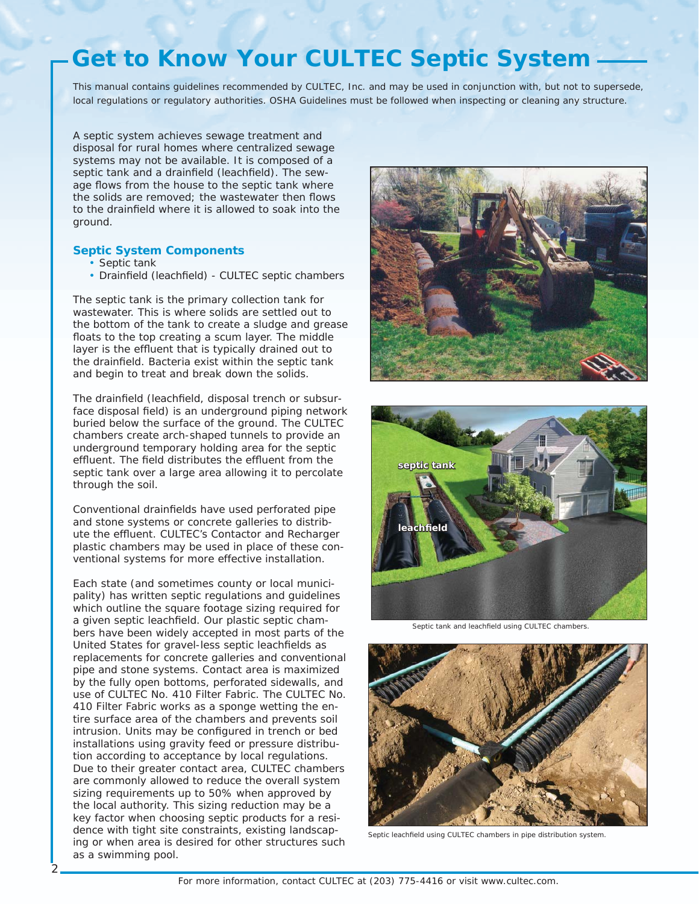# Get to Know Your CULTEC Septic System

This manual contains guidelines recommended by CULTEC, Inc. and may be used in conjunction with, but not to supersede, local regulations or regulatory authorities. OSHA Guidelines must be followed when inspecting or cleaning any structure.

A septic system achieves sewage treatment and disposal for rural homes where centralized sewage systems may not be available. It is composed of a septic tank and a drainfield (leachfield). The sewage flows from the house to the septic tank where the solids are removed; the wastewater then flows to the drainfield where it is allowed to soak into the ground.

### Septic System Components

- Septic tank
- Drainfield (leachfield) - CULTEC septic chambers

The septic tank is the primary collection tank for wastewater. This is where solids are settled out to the bottom of the tank to create a sludge and grease floats to the top creating a scum layer. The middle layer is the effluent that is typically drained out to the drainfield. Bacteria exist within the septic tank and begin to treat and break down the solids.

The drainfield (leachfield, disposal trench or subsurface disposal field) is an underground piping network buried below the surface of the ground. The CULTEC chambers create arch-shaped tunnels to provide an underground temporary holding area for the septic effluent. The field distributes the effluent from the septic tank over a large area allowing it to percolate through the soil.

Conventional drainfields have used perforated pipe and stone systems or concrete galleries to distribute the effluent. CULTEC's Contactor and Recharger plastic chambers may be used in place of these conventional systems for more effective installation.

Each state (and sometimes county or local municipality) has written septic regulations and guidelines which outline the square footage sizing required for a given septic leachfield. Our plastic septic chambers have been widely accepted in most parts of the United States for gravel-less septic leachfields as replacements for concrete galleries and conventional pipe and stone systems. Contact area is maximized by the fully open bottoms, perforated sidewalls, and use of CULTEC No. 410 Filter Fabric. The CULTEC No. 410 Filter Fabric works as a sponge wetting the entire surface area of the chambers and prevents soil intrusion. Units may be configured in trench or bed installations using gravity feed or pressure distribution according to acceptance by local regulations. Due to their greater contact area, CULTEC chambers are commonly allowed to reduce the overall system sizing requirements up to 50% when approved by the local authority. This sizing reduction may be a key factor when choosing septic products for a residence with tight site constraints, existing landscaping or when area is desired for other structures such as a swimming pool.

Septic tank and leachfield using CULTEC chambers.

Septic leachfield using CULTEC chambers in pipe distribution system.

For more information, contact CULTEC at (203) 775-4416 or visit www.cultec.com.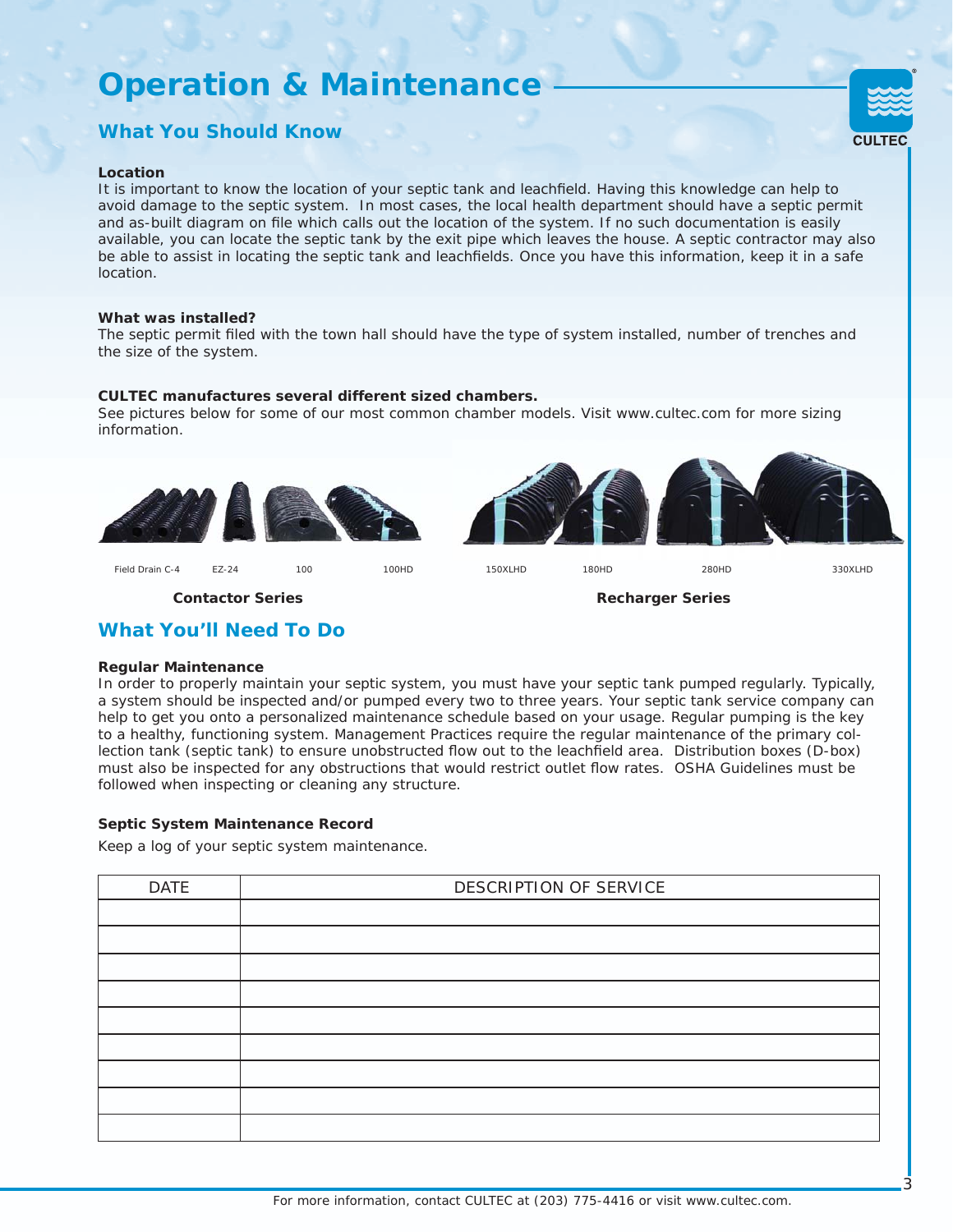# Operation & Maintenance

## What You Should Know

**Location**
It is important to know the location of your septic tank and leachfield. Having this knowledge can help to avoid damage to the septic system. In most cases, the local health department should have a septic permit and as-built diagram on file which calls out the location of the system. If no such documentation is easily available, you can locate the septic tank by the exit pipe which leaves the house. A septic contractor may also be able to assist in locating the septic tank and leachfields. Once you have this information, keep it in a safe location.

**What was installed?**
The septic permit filed with the town hall should have the type of system installed, number of trenches and the size of the system.

**CULTEC manufactures several different sized chambers.**
See pictures below for some of our most common chamber models. Visit www.cultec.com for more sizing information.

Field Drain C-4 EZ-24 100 100HD

**Contactor Series**

150XLHD 180HD 280HD 330XLHD

**Recharger Series**

## What You'll Need To Do

**Regular Maintenance**
In order to properly maintain your septic system, you must have your septic tank pumped regularly. Typically, a system should be inspected and/or pumped every two to three years. Your septic tank service company can help to get you onto a personalized maintenance schedule based on your usage. Regular pumping is the key to a healthy, functioning system. Management Practices require the regular maintenance of the primary collection tank (septic tank) to ensure unobstructed flow out to the leachfield area. Distribution boxes (D-box) must also be inspected for any obstructions that would restrict outlet flow rates. OSHA Guidelines must be followed when inspecting or cleaning any structure.

**Septic System Maintenance Record**

Keep a log of your septic system maintenance.

| DATE | DESCRIPTION OF SERVICE |
|---|---|
| | |
| | |
| | |
| | |
| | |
| | |
| | |
| | |
| | |

For more information, contact CULTEC at (203) 775-4416 or visit www.cultec.com.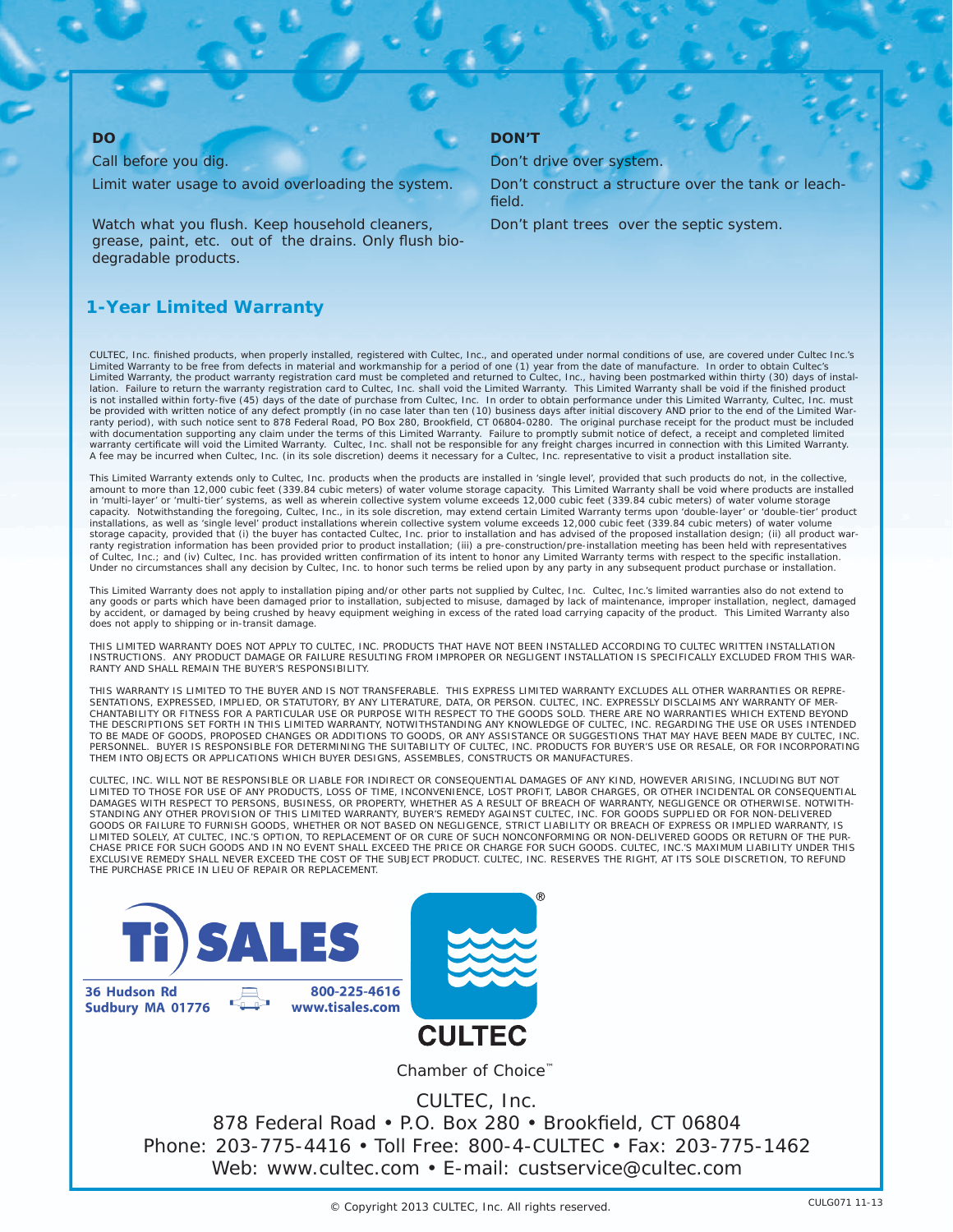**DO**

Call before you dig.

Limit water usage to avoid overloading the system.

Watch what you flush. Keep household cleaners, grease, paint, etc. out of the drains. Only flush bio-degradable products.

**DON'T**

Don't drive over system.

Don't construct a structure over the tank or leach-field.

Don't plant trees over the septic system.

## 1-Year Limited Warranty

CULTEC, Inc. finished products, when properly installed, registered with Cultec, Inc., and operated under normal conditions of use, are covered under Cultec Inc.'s Limited Warranty to be free from defects in material and workmanship for a period of one (1) year from the date of manufacture. In order to obtain Cultec's Limited Warranty, the product warranty registration card must be completed and returned to Cultec, Inc., having been postmarked within thirty (30) days of installation. Failure to return the warranty registration card to Cultec, Inc. shall void the Limited Warranty. This Limited Warranty shall be void if the finished product is not installed within forty-five (45) days of the date of purchase from Cultec, Inc. In order to obtain performance under this Limited Warranty, Cultec, Inc. must be provided with written notice of any defect promptly (in no case later than ten (10) business days after initial discovery AND prior to the end of the Limited Warranty period), with such notice sent to 878 Federal Road, PO Box 280, Brookfield, CT 06804-0280. The original purchase receipt for the product must be included with documentation supporting any claim under the terms of this Limited Warranty. Failure to promptly submit notice of defect, a receipt and completed limited warranty certificate will void the Limited Warranty. Cultec, Inc. shall not be responsible for any freight charges incurred in connection with this Limited Warranty. A fee may be incurred when Cultec, Inc. (in its sole discretion) deems it necessary for a Cultec, Inc. representative to visit a product installation site.

This Limited Warranty extends only to Cultec, Inc. products when the products are installed in 'single level', provided that such products do not, in the collective, amount to more than 12,000 cubic feet (339.84 cubic meters) of water volume storage capacity. This Limited Warranty shall be void where products are installed in 'multi-layer' or 'multi-tier' systems, as well as wherein collective system volume exceeds 12,000 cubic feet (339.84 cubic meters) of water volume storage capacity. Notwithstanding the foregoing, Cultec, Inc., in its sole discretion, may extend certain Limited Warranty terms upon 'double-layer' or 'double-tier' product installations, as well as 'single level' product installations wherein collective system volume exceeds 12,000 cubic feet (339.84 cubic meters) of water volume storage capacity, provided that (i) the buyer has contacted Cultec, Inc. prior to installation and has advised of the proposed installation design; (ii) all product warranty registration information has been provided prior to product installation; (iii) a pre-construction/pre-installation meeting has been held with representatives of Cultec, Inc.; and (iv) Cultec, Inc. has provided written confirmation of its intent to honor any Limited Warranty terms with respect to the specific installation. Under no circumstances shall any decision by Cultec, Inc. to honor such terms be relied upon by any party in any subsequent product purchase or installation.

This Limited Warranty does not apply to installation piping and/or other parts not supplied by Cultec, Inc. Cultec, Inc.'s limited warranties also do not extend to any goods or parts which have been damaged prior to installation, subjected to misuse, damaged by lack of maintenance, improper installation, neglect, damaged by accident, or damaged by being crushed by heavy equipment weighing in excess of the rated load carrying capacity of the product. This Limited Warranty also does not apply to shipping or in-transit damage.

THIS LIMITED WARRANTY DOES NOT APPLY TO CULTEC, INC. PRODUCTS THAT HAVE NOT BEEN INSTALLED ACCORDING TO CULTEC WRITTEN INSTALLATION INSTRUCTIONS. ANY PRODUCT DAMAGE OR FAILURE RESULTING FROM IMPROPER OR NEGLIGENT INSTALLATION IS SPECIFICALLY EXCLUDED FROM THIS WARRANTY AND SHALL REMAIN THE BUYER'S RESPONSIBILITY.

THIS WARRANTY IS LIMITED TO THE BUYER AND IS NOT TRANSFERABLE. THIS EXPRESS LIMITED WARRANTY EXCLUDES ALL OTHER WARRANTIES OR REPRESENTATIONS, EXPRESSED, IMPLIED, OR STATUTORY, BY ANY LITERATURE, DATA, OR PERSON. CULTEC, INC. EXPRESSLY DISCLAIMS ANY WARRANTY OF MERCHANTABILITY OR FITNESS FOR A PARTICULAR USE OR PURPOSE WITH RESPECT TO THE GOODS SOLD. THERE ARE NO WARRANTIES WHICH EXTEND BEYOND THE DESCRIPTIONS SET FORTH IN THIS LIMITED WARRANTY, NOTWITHSTANDING ANY KNOWLEDGE OF CULTEC, INC. REGARDING THE USE OR USES INTENDED TO BE MADE OF GOODS, PROPOSED CHANGES OR ADDITIONS TO GOODS, OR ANY ASSISTANCE OR SUGGESTIONS THAT MAY HAVE BEEN MADE BY CULTEC, INC. PERSONNEL. BUYER IS RESPONSIBLE FOR DETERMINING THE SUITABILITY OF CULTEC, INC. PRODUCTS FOR BUYER'S USE OR RESALE, OR FOR INCORPORATING THEM INTO OBJECTS OR APPLICATIONS WHICH BUYER DESIGNS, ASSEMBLES, CONSTRUCTS OR MANUFACTURES.

CULTEC, INC. WILL NOT BE RESPONSIBLE OR LIABLE FOR INDIRECT OR CONSEQUENTIAL DAMAGES OF ANY KIND, HOWEVER ARISING, INCLUDING BUT NOT LIMITED TO THOSE FOR USE OF ANY PRODUCTS, LOSS OF TIME, INCONVENIENCE, LOST PROFIT, LABOR CHARGES, OR OTHER INCIDENTAL OR CONSEQUENTIAL DAMAGES WITH RESPECT TO PERSONS, BUSINESS, OR PROPERTY, WHETHER AS A RESULT OF BREACH OF WARRANTY, NEGLIGENCE OR OTHERWISE. NOTWITHSTANDING ANY OTHER PROVISION OF THIS LIMITED WARRANTY, BUYER'S REMEDY AGAINST CULTEC, INC. FOR GOODS SUPPLIED OR FOR NON-DELIVERED GOODS OR FAILURE TO FURNISH GOODS, WHETHER OR NOT BASED ON NEGLIGENCE, STRICT LIABILITY OR BREACH OF EXPRESS OR IMPLIED WARRANTY, IS LIMITED SOLELY, AT CULTEC, INC.'S OPTION, TO REPLACEMENT OF OR CURE OF SUCH NONCONFORMING OR NON-DELIVERED GOODS OR RETURN OF THE PURCHASE PRICE FOR SUCH GOODS AND IN NO EVENT SHALL EXCEED THE PRICE OR CHARGE FOR SUCH GOODS. CULTEC, INC.'S MAXIMUM LIABILITY UNDER THIS EXCLUSIVE REMEDY SHALL NEVER EXCEED THE COST OF THE SUBJECT PRODUCT. CULTEC, INC. RESERVES THE RIGHT, AT ITS SOLE DISCRETION, TO REFUND THE PURCHASE PRICE IN LIEU OF REPAIR OR REPLACEMENT.

Ti SALES
36 Hudson Rd
Sudbury MA 01776
800-225-4616
www.tisales.com

CULTEC®
Chamber of Choice™

CULTEC, Inc.
878 Federal Road • P.O. Box 280 • Brookfield, CT 06804
Phone: 203-775-4416 • Toll Free: 800-4-CULTEC • Fax: 203-775-1462
Web: www.cultec.com • E-mail: custservice@cultec.com

© Copyright 2013 CULTEC, Inc. All rights reserved.

CULG071 11-13